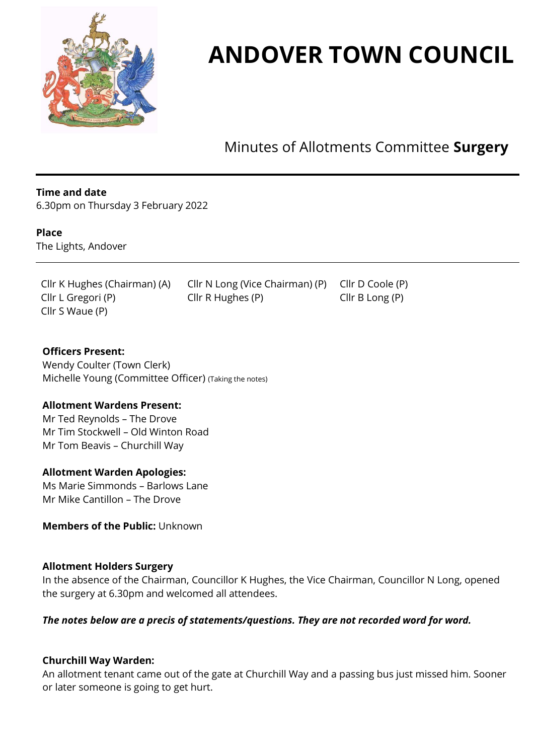# ANDOVER TOWN COUNCIL

## Minutes of Allotments Committee **Surgery**

**Time and date**
6.30pm on Thursday 3 February 2022

**Place**
The Lights, Andover

Cllr K Hughes (Chairman) (A)
Cllr N Long (Vice Chairman) (P)
Cllr D Coole (P)
Cllr L Gregori (P)
Cllr R Hughes (P)
Cllr B Long (P)
Cllr S Waue (P)

**Officers Present:**
Wendy Coulter (Town Clerk)
Michelle Young (Committee Officer) (Taking the notes)

**Allotment Wardens Present:**
Mr Ted Reynolds – The Drove
Mr Tim Stockwell – Old Winton Road
Mr Tom Beavis – Churchill Way

**Allotment Warden Apologies:**
Ms Marie Simmonds – Barlows Lane
Mr Mike Cantillon – The Drove

**Members of the Public:** Unknown

**Allotment Holders Surgery**
In the absence of the Chairman, Councillor K Hughes, the Vice Chairman, Councillor N Long, opened the surgery at 6.30pm and welcomed all attendees.

***The notes below are a precis of statements/questions. They are not recorded word for word.***

**Churchill Way Warden:**
An allotment tenant came out of the gate at Churchill Way and a passing bus just missed him. Sooner or later someone is going to get hurt.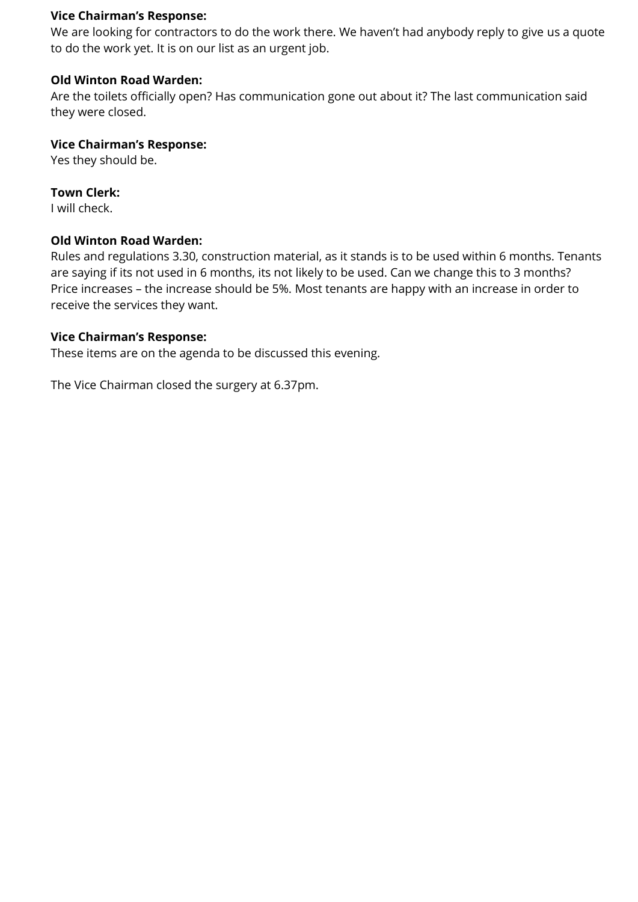**Vice Chairman's Response:**
We are looking for contractors to do the work there. We haven't had anybody reply to give us a quote to do the work yet. It is on our list as an urgent job.

**Old Winton Road Warden:**
Are the toilets officially open? Has communication gone out about it? The last communication said they were closed.

**Vice Chairman's Response:**
Yes they should be.

**Town Clerk:**
I will check.

**Old Winton Road Warden:**
Rules and regulations 3.30, construction material, as it stands is to be used within 6 months. Tenants are saying if its not used in 6 months, its not likely to be used. Can we change this to 3 months?
Price increases – the increase should be 5%. Most tenants are happy with an increase in order to receive the services they want.

**Vice Chairman's Response:**
These items are on the agenda to be discussed this evening.

The Vice Chairman closed the surgery at 6.37pm.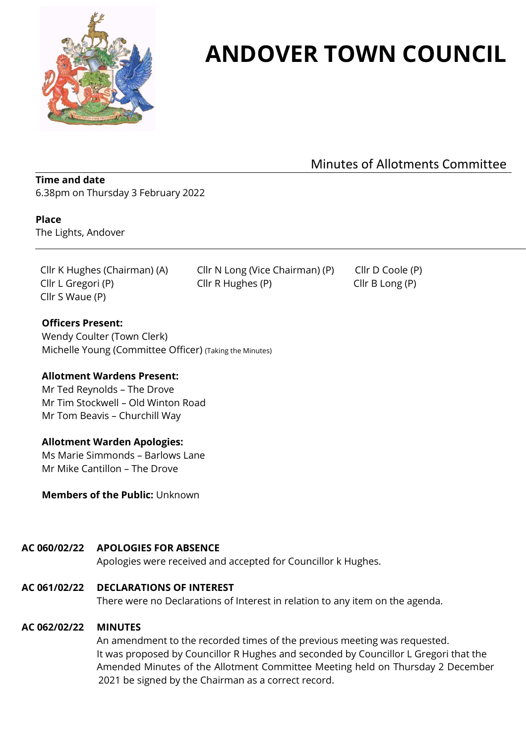# ANDOVER TOWN COUNCIL

## Minutes of Allotments Committee

**Time and date**
6.38pm on Thursday 3 February 2022

**Place**
The Lights, Andover

Cllr K Hughes (Chairman) (A)
Cllr N Long (Vice Chairman) (P)
Cllr D Coole (P)
Cllr L Gregori (P)
Cllr R Hughes (P)
Cllr B Long (P)
Cllr S Waue (P)

**Officers Present:**
Wendy Coulter (Town Clerk)
Michelle Young (Committee Officer) (Taking the Minutes)

**Allotment Wardens Present:**
Mr Ted Reynolds – The Drove
Mr Tim Stockwell – Old Winton Road
Mr Tom Beavis – Churchill Way

**Allotment Warden Apologies:**
Ms Marie Simmonds – Barlows Lane
Mr Mike Cantillon – The Drove

**Members of the Public:** Unknown

**AC 060/02/22 APOLOGIES FOR ABSENCE**
Apologies were received and accepted for Councillor k Hughes.

**AC 061/02/22 DECLARATIONS OF INTEREST**
There were no Declarations of Interest in relation to any item on the agenda.

**AC 062/02/22 MINUTES**
An amendment to the recorded times of the previous meeting was requested.
It was proposed by Councillor R Hughes and seconded by Councillor L Gregori that the Amended Minutes of the Allotment Committee Meeting held on Thursday 2 December 2021 be signed by the Chairman as a correct record.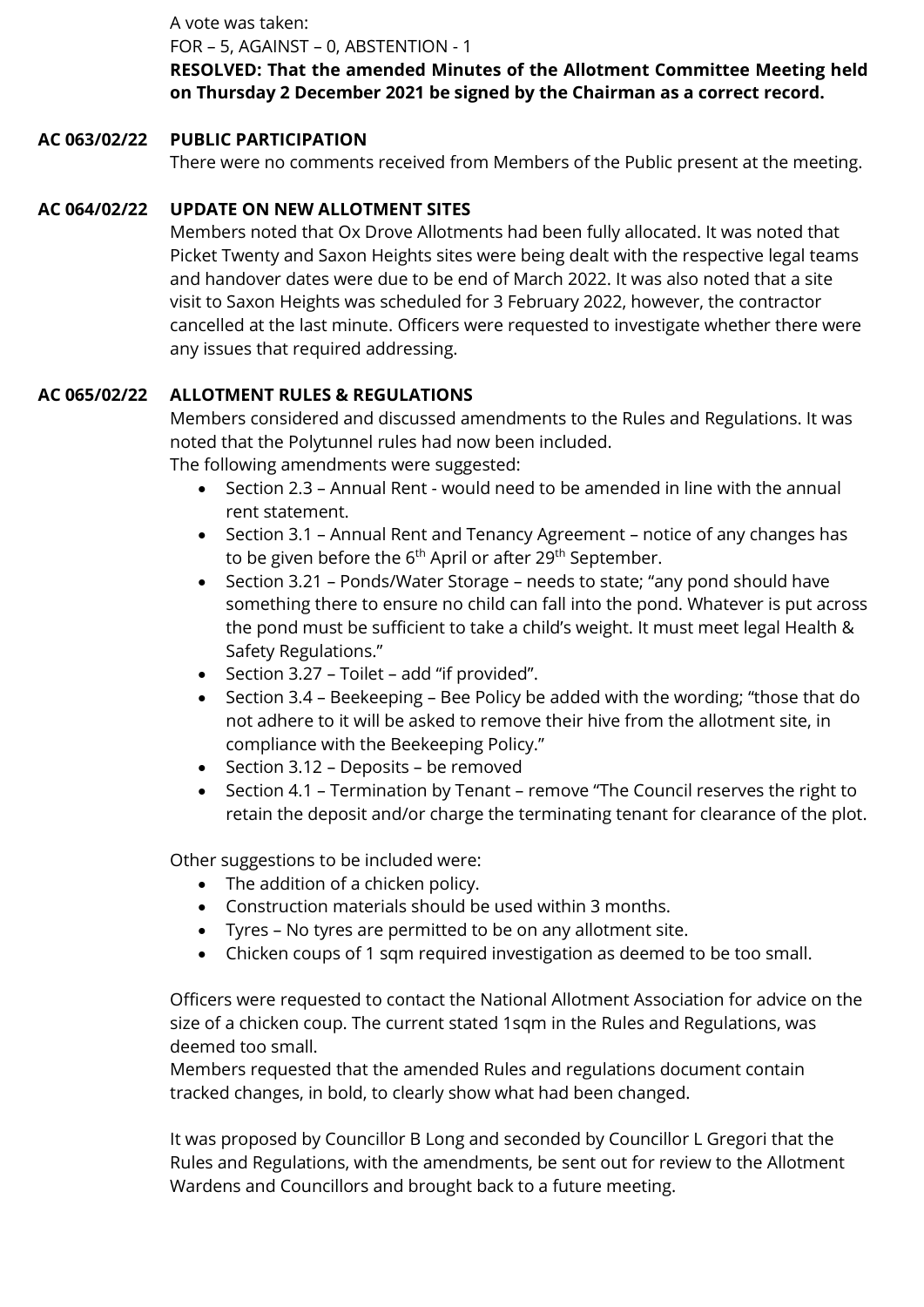A vote was taken:
FOR – 5, AGAINST – 0, ABSTENTION - 1

**RESOLVED: That the amended Minutes of the Allotment Committee Meeting held on Thursday 2 December 2021 be signed by the Chairman as a correct record.**

**AC 063/02/22 PUBLIC PARTICIPATION**

There were no comments received from Members of the Public present at the meeting.

**AC 064/02/22 UPDATE ON NEW ALLOTMENT SITES**

Members noted that Ox Drove Allotments had been fully allocated. It was noted that Picket Twenty and Saxon Heights sites were being dealt with the respective legal teams and handover dates were due to be end of March 2022. It was also noted that a site visit to Saxon Heights was scheduled for 3 February 2022, however, the contractor cancelled at the last minute. Officers were requested to investigate whether there were any issues that required addressing.

**AC 065/02/22 ALLOTMENT RULES & REGULATIONS**

Members considered and discussed amendments to the Rules and Regulations. It was noted that the Polytunnel rules had now been included.

The following amendments were suggested:

- Section 2.3 – Annual Rent - would need to be amended in line with the annual rent statement.
- Section 3.1 – Annual Rent and Tenancy Agreement – notice of any changes has to be given before the 6th April or after 29th September.
- Section 3.21 – Ponds/Water Storage – needs to state; "any pond should have something there to ensure no child can fall into the pond. Whatever is put across the pond must be sufficient to take a child's weight. It must meet legal Health & Safety Regulations."
- Section 3.27 – Toilet – add "if provided".
- Section 3.4 – Beekeeping – Bee Policy be added with the wording; "those that do not adhere to it will be asked to remove their hive from the allotment site, in compliance with the Beekeeping Policy."
- Section 3.12 – Deposits – be removed
- Section 4.1 – Termination by Tenant – remove "The Council reserves the right to retain the deposit and/or charge the terminating tenant for clearance of the plot.

Other suggestions to be included were:

- The addition of a chicken policy.
- Construction materials should be used within 3 months.
- Tyres – No tyres are permitted to be on any allotment site.
- Chicken coups of 1 sqm required investigation as deemed to be too small.

Officers were requested to contact the National Allotment Association for advice on the size of a chicken coup. The current stated 1sqm in the Rules and Regulations, was deemed too small.

Members requested that the amended Rules and regulations document contain tracked changes, in bold, to clearly show what had been changed.

It was proposed by Councillor B Long and seconded by Councillor L Gregori that the Rules and Regulations, with the amendments, be sent out for review to the Allotment Wardens and Councillors and brought back to a future meeting.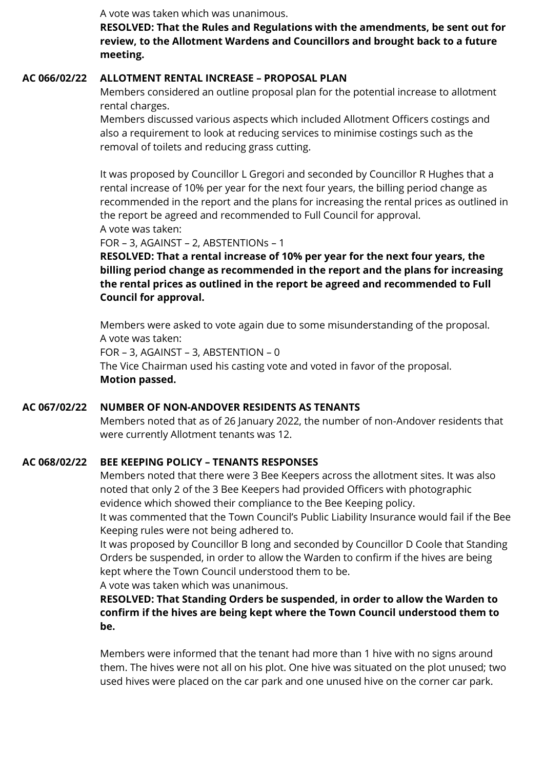A vote was taken which was unanimous.

**RESOLVED: That the Rules and Regulations with the amendments, be sent out for review, to the Allotment Wardens and Councillors and brought back to a future meeting.**

**AC 066/02/22 ALLOTMENT RENTAL INCREASE – PROPOSAL PLAN**

Members considered an outline proposal plan for the potential increase to allotment rental charges.

Members discussed various aspects which included Allotment Officers costings and also a requirement to look at reducing services to minimise costings such as the removal of toilets and reducing grass cutting.

It was proposed by Councillor L Gregori and seconded by Councillor R Hughes that a rental increase of 10% per year for the next four years, the billing period change as recommended in the report and the plans for increasing the rental prices as outlined in the report be agreed and recommended to Full Council for approval.

A vote was taken:

FOR – 3, AGAINST – 2, ABSTENTIONs – 1

**RESOLVED: That a rental increase of 10% per year for the next four years, the billing period change as recommended in the report and the plans for increasing the rental prices as outlined in the report be agreed and recommended to Full Council for approval.**

Members were asked to vote again due to some misunderstanding of the proposal.

A vote was taken:

FOR – 3, AGAINST – 3, ABSTENTION – 0

The Vice Chairman used his casting vote and voted in favor of the proposal.

**Motion passed.**

**AC 067/02/22 NUMBER OF NON-ANDOVER RESIDENTS AS TENANTS**

Members noted that as of 26 January 2022, the number of non-Andover residents that were currently Allotment tenants was 12.

**AC 068/02/22 BEE KEEPING POLICY – TENANTS RESPONSES**

Members noted that there were 3 Bee Keepers across the allotment sites. It was also noted that only 2 of the 3 Bee Keepers had provided Officers with photographic evidence which showed their compliance to the Bee Keeping policy.

It was commented that the Town Council's Public Liability Insurance would fail if the Bee Keeping rules were not being adhered to.

It was proposed by Councillor B long and seconded by Councillor D Coole that Standing Orders be suspended, in order to allow the Warden to confirm if the hives are being kept where the Town Council understood them to be.

A vote was taken which was unanimous.

**RESOLVED: That Standing Orders be suspended, in order to allow the Warden to confirm if the hives are being kept where the Town Council understood them to be.**

Members were informed that the tenant had more than 1 hive with no signs around them. The hives were not all on his plot. One hive was situated on the plot unused; two used hives were placed on the car park and one unused hive on the corner car park.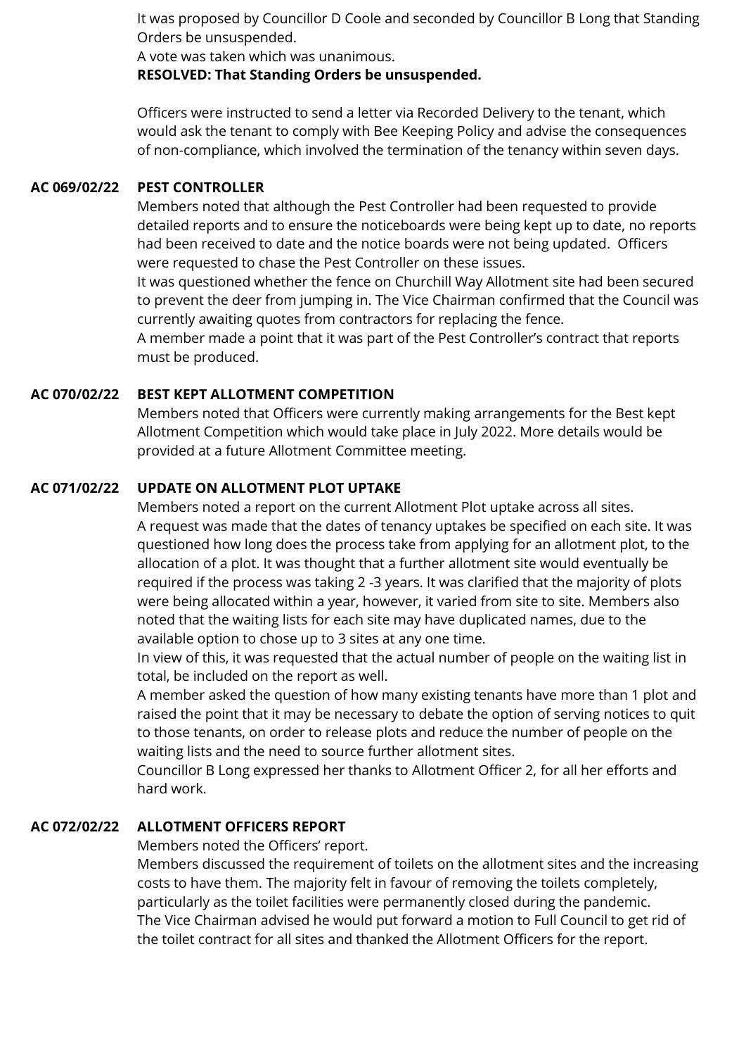It was proposed by Councillor D Coole and seconded by Councillor B Long that Standing Orders be unsuspended.
A vote was taken which was unanimous.
**RESOLVED: That Standing Orders be unsuspended.**

Officers were instructed to send a letter via Recorded Delivery to the tenant, which would ask the tenant to comply with Bee Keeping Policy and advise the consequences of non-compliance, which involved the termination of the tenancy within seven days.

**AC 069/02/22 PEST CONTROLLER**

Members noted that although the Pest Controller had been requested to provide detailed reports and to ensure the noticeboards were being kept up to date, no reports had been received to date and the notice boards were not being updated. Officers were requested to chase the Pest Controller on these issues.
It was questioned whether the fence on Churchill Way Allotment site had been secured to prevent the deer from jumping in. The Vice Chairman confirmed that the Council was currently awaiting quotes from contractors for replacing the fence.
A member made a point that it was part of the Pest Controller's contract that reports must be produced.

**AC 070/02/22 BEST KEPT ALLOTMENT COMPETITION**

Members noted that Officers were currently making arrangements for the Best kept Allotment Competition which would take place in July 2022. More details would be provided at a future Allotment Committee meeting.

**AC 071/02/22 UPDATE ON ALLOTMENT PLOT UPTAKE**

Members noted a report on the current Allotment Plot uptake across all sites.
A request was made that the dates of tenancy uptakes be specified on each site. It was questioned how long does the process take from applying for an allotment plot, to the allocation of a plot. It was thought that a further allotment site would eventually be required if the process was taking 2 -3 years. It was clarified that the majority of plots were being allocated within a year, however, it varied from site to site. Members also noted that the waiting lists for each site may have duplicated names, due to the available option to chose up to 3 sites at any one time.
In view of this, it was requested that the actual number of people on the waiting list in total, be included on the report as well.
A member asked the question of how many existing tenants have more than 1 plot and raised the point that it may be necessary to debate the option of serving notices to quit to those tenants, on order to release plots and reduce the number of people on the waiting lists and the need to source further allotment sites.
Councillor B Long expressed her thanks to Allotment Officer 2, for all her efforts and hard work.

**AC 072/02/22 ALLOTMENT OFFICERS REPORT**

Members noted the Officers' report.
Members discussed the requirement of toilets on the allotment sites and the increasing costs to have them. The majority felt in favour of removing the toilets completely, particularly as the toilet facilities were permanently closed during the pandemic.
The Vice Chairman advised he would put forward a motion to Full Council to get rid of the toilet contract for all sites and thanked the Allotment Officers for the report.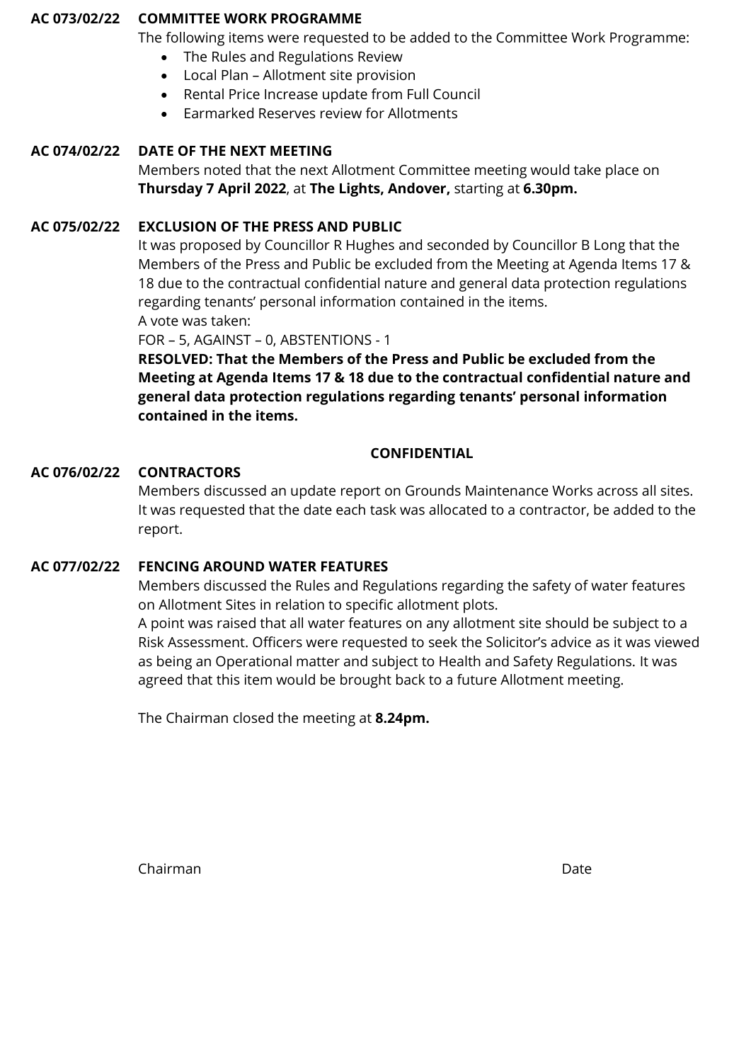**AC 073/02/22 COMMITTEE WORK PROGRAMME**

The following items were requested to be added to the Committee Work Programme:

- The Rules and Regulations Review
- Local Plan – Allotment site provision
- Rental Price Increase update from Full Council
- Earmarked Reserves review for Allotments

**AC 074/02/22 DATE OF THE NEXT MEETING**

Members noted that the next Allotment Committee meeting would take place on **Thursday 7 April 2022**, at **The Lights, Andover,** starting at **6.30pm.**

**AC 075/02/22 EXCLUSION OF THE PRESS AND PUBLIC**

It was proposed by Councillor R Hughes and seconded by Councillor B Long that the Members of the Press and Public be excluded from the Meeting at Agenda Items 17 & 18 due to the contractual confidential nature and general data protection regulations regarding tenants' personal information contained in the items.

A vote was taken:

FOR – 5, AGAINST – 0, ABSTENTIONS - 1

**RESOLVED: That the Members of the Press and Public be excluded from the Meeting at Agenda Items 17 & 18 due to the contractual confidential nature and general data protection regulations regarding tenants' personal information contained in the items.**

**CONFIDENTIAL**

**AC 076/02/22 CONTRACTORS**

Members discussed an update report on Grounds Maintenance Works across all sites. It was requested that the date each task was allocated to a contractor, be added to the report.

**AC 077/02/22 FENCING AROUND WATER FEATURES**

Members discussed the Rules and Regulations regarding the safety of water features on Allotment Sites in relation to specific allotment plots.

A point was raised that all water features on any allotment site should be subject to a Risk Assessment. Officers were requested to seek the Solicitor's advice as it was viewed as being an Operational matter and subject to Health and Safety Regulations. It was agreed that this item would be brought back to a future Allotment meeting.

The Chairman closed the meeting at **8.24pm.**

Chairman Date